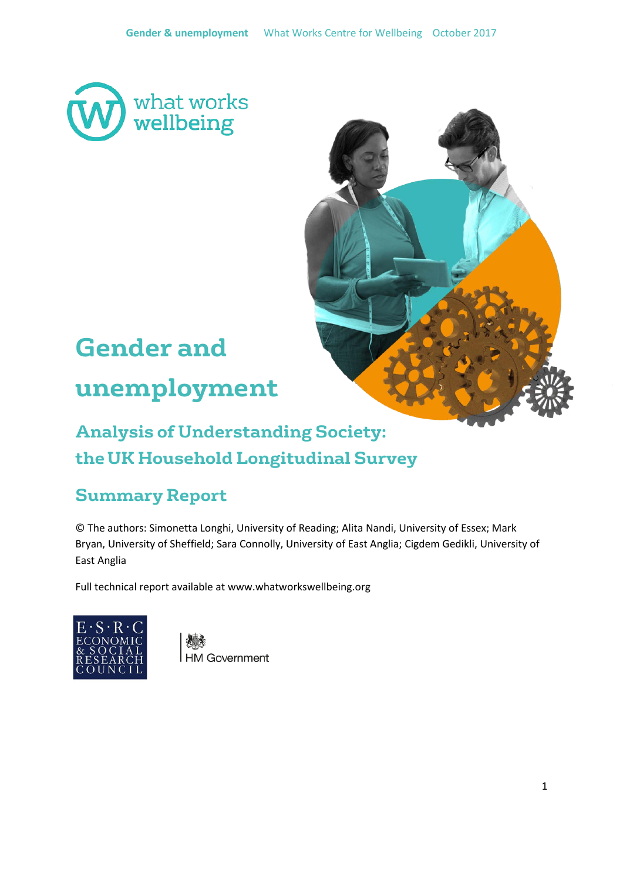# Gender and unemployment

## Analysis of Understanding Society: the UK Household Longitudinal Survey

## Summary Report

© The authors: Simonetta Longhi, University of Reading; Alita Nandi, University of Essex; Mark Bryan, University of Sheffield; Sara Connolly, University of East Anglia; Cigdem Gedikli, University of East Anglia

Full technical report available at www.whatworkswellbeing.org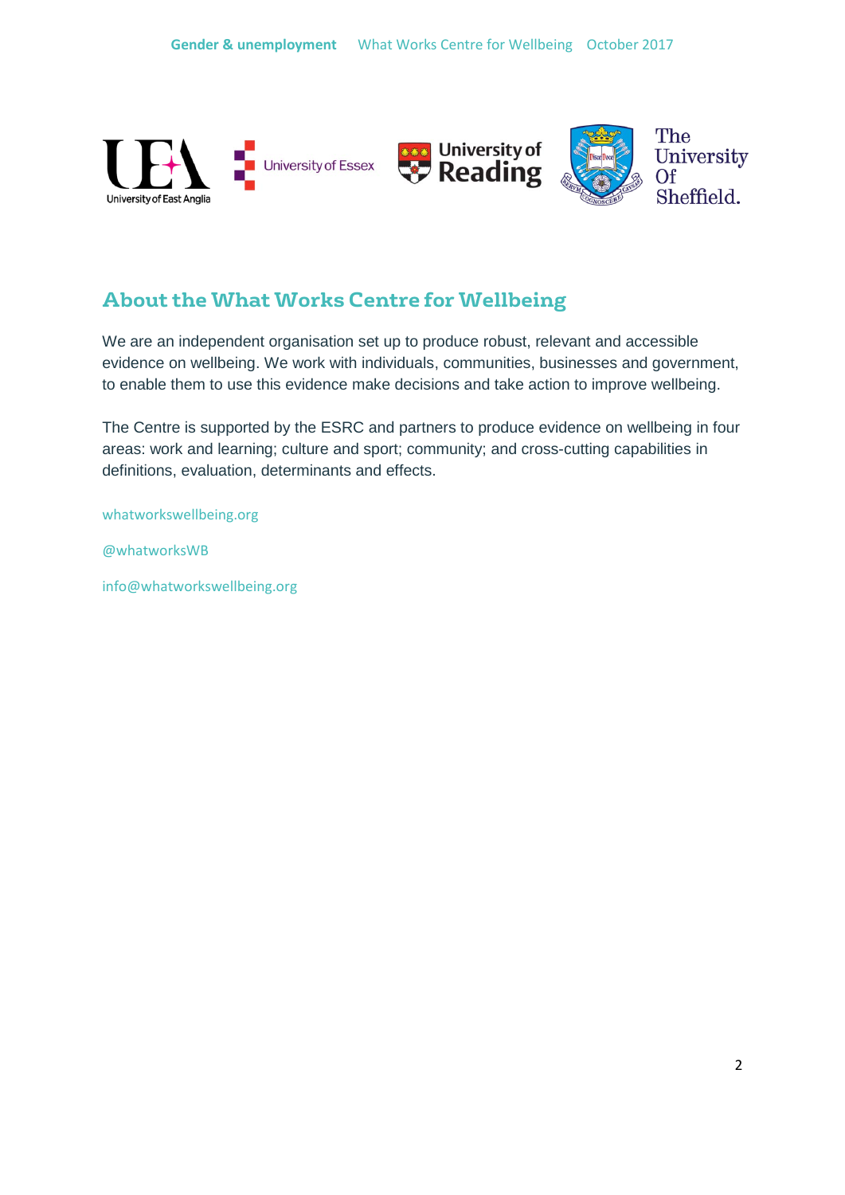## About the What Works Centre for Wellbeing

We are an independent organisation set up to produce robust, relevant and accessible evidence on wellbeing. We work with individuals, communities, businesses and government, to enable them to use this evidence make decisions and take action to improve wellbeing.

The Centre is supported by the ESRC and partners to produce evidence on wellbeing in four areas: work and learning; culture and sport; community; and cross-cutting capabilities in definitions, evaluation, determinants and effects.

whatworkswellbeing.org

@whatworksWB

info@whatworkswellbeing.org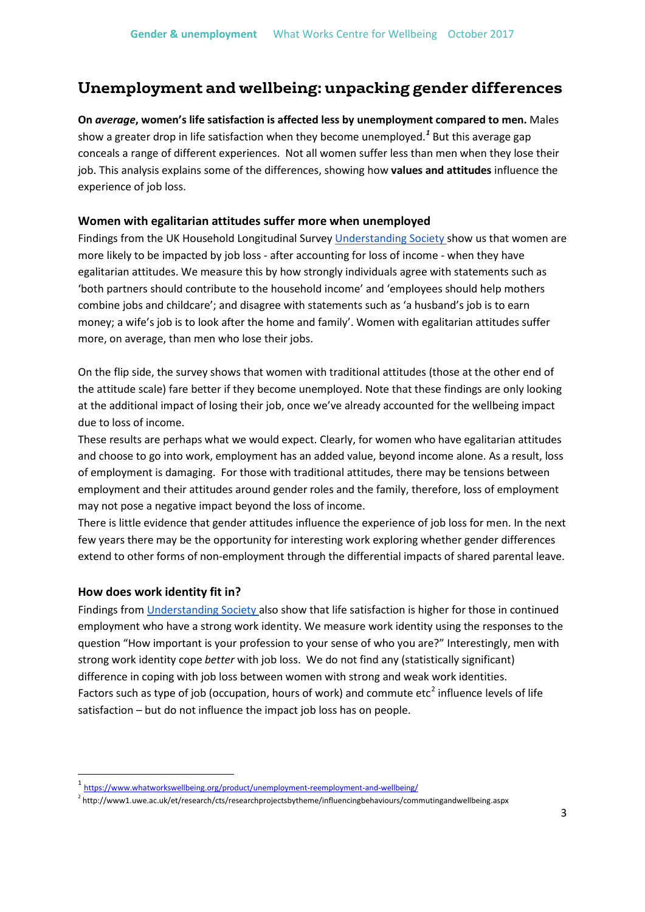# Unemployment and wellbeing: unpacking gender differences

**On *average*, women's life satisfaction is affected less by unemployment compared to men.** Males show a greater drop in life satisfaction when they become unemployed.[1] But this average gap conceals a range of different experiences. Not all women suffer less than men when they lose their job. This analysis explains some of the differences, showing how **values and attitudes** influence the experience of job loss.

### Women with egalitarian attitudes suffer more when unemployed

Findings from the UK Household Longitudinal Survey [Understanding Society](https://www.understandingsociety.ac.uk/) show us that women are more likely to be impacted by job loss - after accounting for loss of income - when they have egalitarian attitudes. We measure this by how strongly individuals agree with statements such as 'both partners should contribute to the household income' and 'employees should help mothers combine jobs and childcare'; and disagree with statements such as 'a husband's job is to earn money; a wife's job is to look after the home and family'. Women with egalitarian attitudes suffer more, on average, than men who lose their jobs.

On the flip side, the survey shows that women with traditional attitudes (those at the other end of the attitude scale) fare better if they become unemployed. Note that these findings are only looking at the additional impact of losing their job, once we've already accounted for the wellbeing impact due to loss of income.

These results are perhaps what we would expect. Clearly, for women who have egalitarian attitudes and choose to go into work, employment has an added value, beyond income alone. As a result, loss of employment is damaging. For those with traditional attitudes, there may be tensions between employment and their attitudes around gender roles and the family, therefore, loss of employment may not pose a negative impact beyond the loss of income.

There is little evidence that gender attitudes influence the experience of job loss for men. In the next few years there may be the opportunity for interesting work exploring whether gender differences extend to other forms of non-employment through the differential impacts of shared parental leave.

### How does work identity fit in?

Findings from [Understanding Society](https://www.understandingsociety.ac.uk/) also show that life satisfaction is higher for those in continued employment who have a strong work identity. We measure work identity using the responses to the question "How important is your profession to your sense of who you are?" Interestingly, men with strong work identity cope *better* with job loss. We do not find any (statistically significant) difference in coping with job loss between women with strong and weak work identities.

Factors such as type of job (occupation, hours of work) and commute etc[2] influence levels of life satisfaction – but do not influence the impact job loss has on people.

---

[1] https://www.whatworkswellbeing.org/product/unemployment-reemployment-and-wellbeing/

[2] http://www1.uwe.ac.uk/et/research/cts/researchprojectsbytheme/influencingbehaviours/commutingandwellbeing.aspx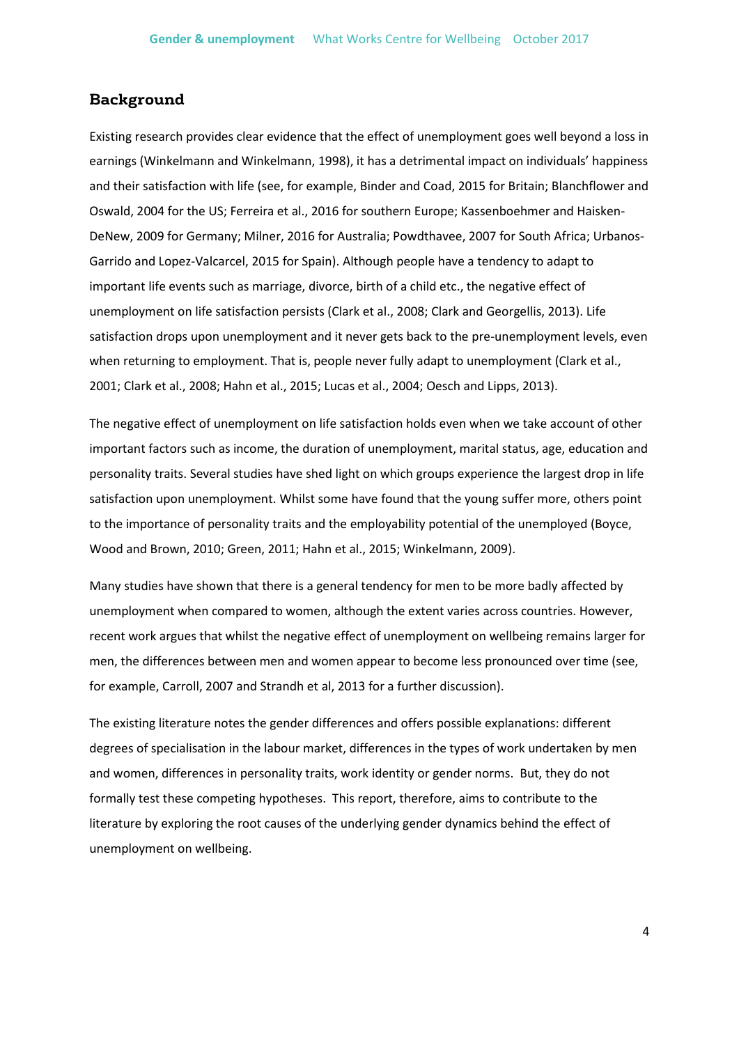## Background

Existing research provides clear evidence that the effect of unemployment goes well beyond a loss in earnings (Winkelmann and Winkelmann, 1998), it has a detrimental impact on individuals' happiness and their satisfaction with life (see, for example, Binder and Coad, 2015 for Britain; Blanchflower and Oswald, 2004 for the US; Ferreira et al., 2016 for southern Europe; Kassenboehmer and Haisken-DeNew, 2009 for Germany; Milner, 2016 for Australia; Powdthavee, 2007 for South Africa; Urbanos-Garrido and Lopez-Valcarcel, 2015 for Spain). Although people have a tendency to adapt to important life events such as marriage, divorce, birth of a child etc., the negative effect of unemployment on life satisfaction persists (Clark et al., 2008; Clark and Georgellis, 2013). Life satisfaction drops upon unemployment and it never gets back to the pre-unemployment levels, even when returning to employment. That is, people never fully adapt to unemployment (Clark et al., 2001; Clark et al., 2008; Hahn et al., 2015; Lucas et al., 2004; Oesch and Lipps, 2013).

The negative effect of unemployment on life satisfaction holds even when we take account of other important factors such as income, the duration of unemployment, marital status, age, education and personality traits. Several studies have shed light on which groups experience the largest drop in life satisfaction upon unemployment. Whilst some have found that the young suffer more, others point to the importance of personality traits and the employability potential of the unemployed (Boyce, Wood and Brown, 2010; Green, 2011; Hahn et al., 2015; Winkelmann, 2009).

Many studies have shown that there is a general tendency for men to be more badly affected by unemployment when compared to women, although the extent varies across countries. However, recent work argues that whilst the negative effect of unemployment on wellbeing remains larger for men, the differences between men and women appear to become less pronounced over time (see, for example, Carroll, 2007 and Strandh et al, 2013 for a further discussion).

The existing literature notes the gender differences and offers possible explanations: different degrees of specialisation in the labour market, differences in the types of work undertaken by men and women, differences in personality traits, work identity or gender norms. But, they do not formally test these competing hypotheses. This report, therefore, aims to contribute to the literature by exploring the root causes of the underlying gender dynamics behind the effect of unemployment on wellbeing.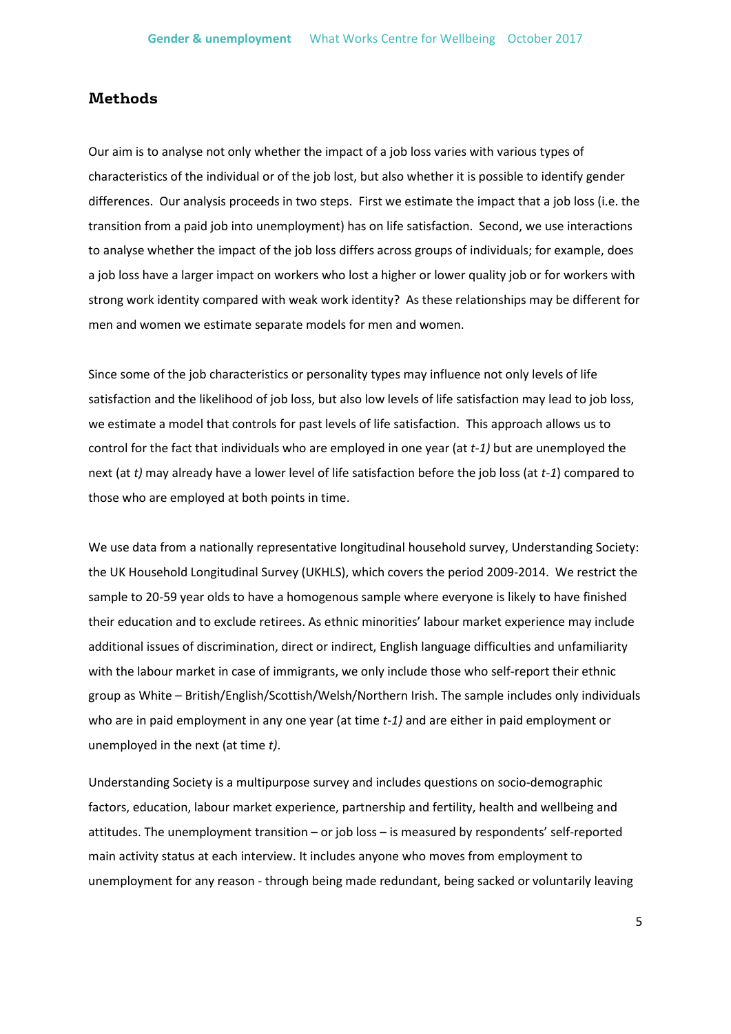## Methods

Our aim is to analyse not only whether the impact of a job loss varies with various types of characteristics of the individual or of the job lost, but also whether it is possible to identify gender differences. Our analysis proceeds in two steps. First we estimate the impact that a job loss (i.e. the transition from a paid job into unemployment) has on life satisfaction. Second, we use interactions to analyse whether the impact of the job loss differs across groups of individuals; for example, does a job loss have a larger impact on workers who lost a higher or lower quality job or for workers with strong work identity compared with weak work identity? As these relationships may be different for men and women we estimate separate models for men and women.

Since some of the job characteristics or personality types may influence not only levels of life satisfaction and the likelihood of job loss, but also low levels of life satisfaction may lead to job loss, we estimate a model that controls for past levels of life satisfaction. This approach allows us to control for the fact that individuals who are employed in one year (at *t-1)* but are unemployed the next (at *t)* may already have a lower level of life satisfaction before the job loss (at *t-1*) compared to those who are employed at both points in time.

We use data from a nationally representative longitudinal household survey, Understanding Society: the UK Household Longitudinal Survey (UKHLS), which covers the period 2009-2014. We restrict the sample to 20-59 year olds to have a homogenous sample where everyone is likely to have finished their education and to exclude retirees. As ethnic minorities' labour market experience may include additional issues of discrimination, direct or indirect, English language difficulties and unfamiliarity with the labour market in case of immigrants, we only include those who self-report their ethnic group as White – British/English/Scottish/Welsh/Northern Irish. The sample includes only individuals who are in paid employment in any one year (at time *t-1)* and are either in paid employment or unemployed in the next (at time *t)*.

Understanding Society is a multipurpose survey and includes questions on socio-demographic factors, education, labour market experience, partnership and fertility, health and wellbeing and attitudes. The unemployment transition – or job loss – is measured by respondents' self-reported main activity status at each interview. It includes anyone who moves from employment to unemployment for any reason - through being made redundant, being sacked or voluntarily leaving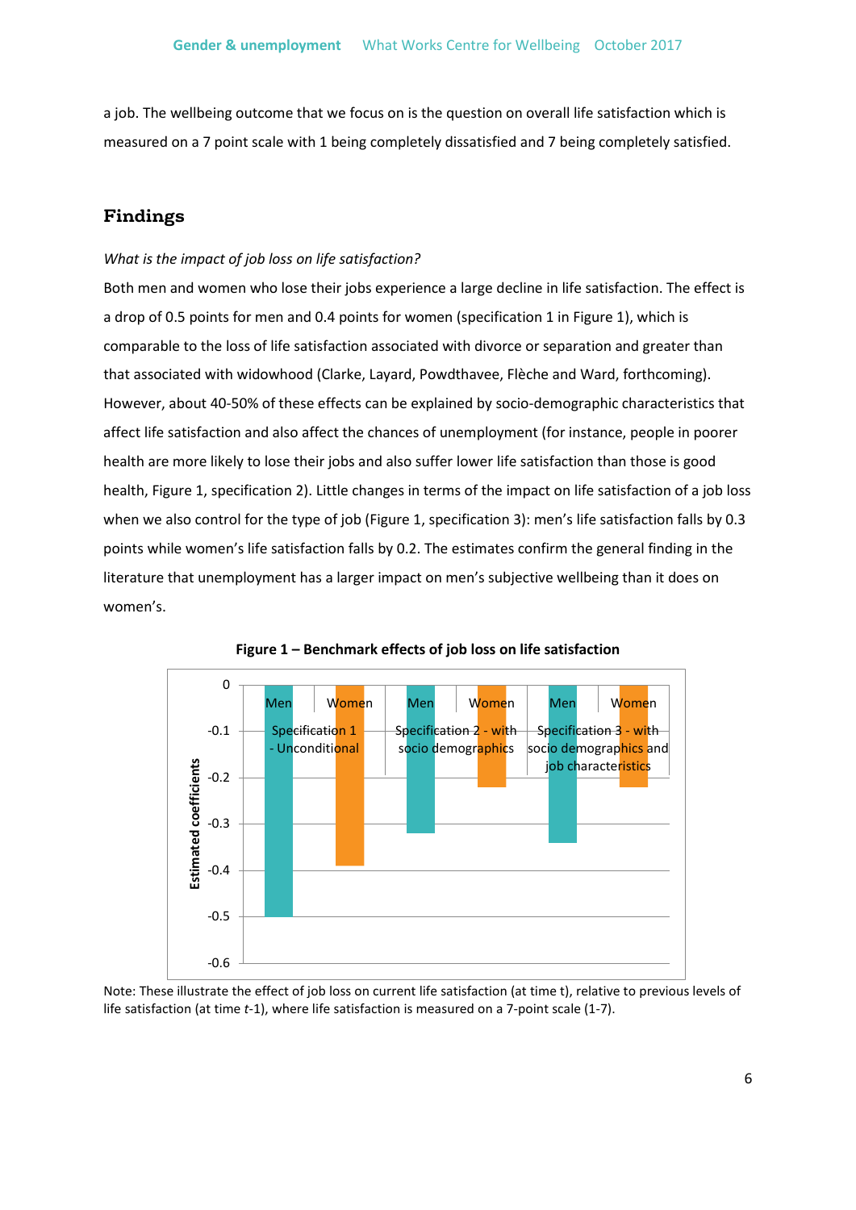a job. The wellbeing outcome that we focus on is the question on overall life satisfaction which is measured on a 7 point scale with 1 being completely dissatisfied and 7 being completely satisfied.

## Findings

*What is the impact of job loss on life satisfaction?*

Both men and women who lose their jobs experience a large decline in life satisfaction. The effect is a drop of 0.5 points for men and 0.4 points for women (specification 1 in Figure 1), which is comparable to the loss of life satisfaction associated with divorce or separation and greater than that associated with widowhood (Clarke, Layard, Powdthavee, Flèche and Ward, forthcoming). However, about 40-50% of these effects can be explained by socio-demographic characteristics that affect life satisfaction and also affect the chances of unemployment (for instance, people in poorer health are more likely to lose their jobs and also suffer lower life satisfaction than those is good health, Figure 1, specification 2). Little changes in terms of the impact on life satisfaction of a job loss when we also control for the type of job (Figure 1, specification 3): men's life satisfaction falls by 0.3 points while women's life satisfaction falls by 0.2. The estimates confirm the general finding in the literature that unemployment has a larger impact on men's subjective wellbeing than it does on women's.

**Figure 1 – Benchmark effects of job loss on life satisfaction**

Note: These illustrate the effect of job loss on current life satisfaction (at time t), relative to previous levels of life satisfaction (at time *t*-1), where life satisfaction is measured on a 7-point scale (1-7).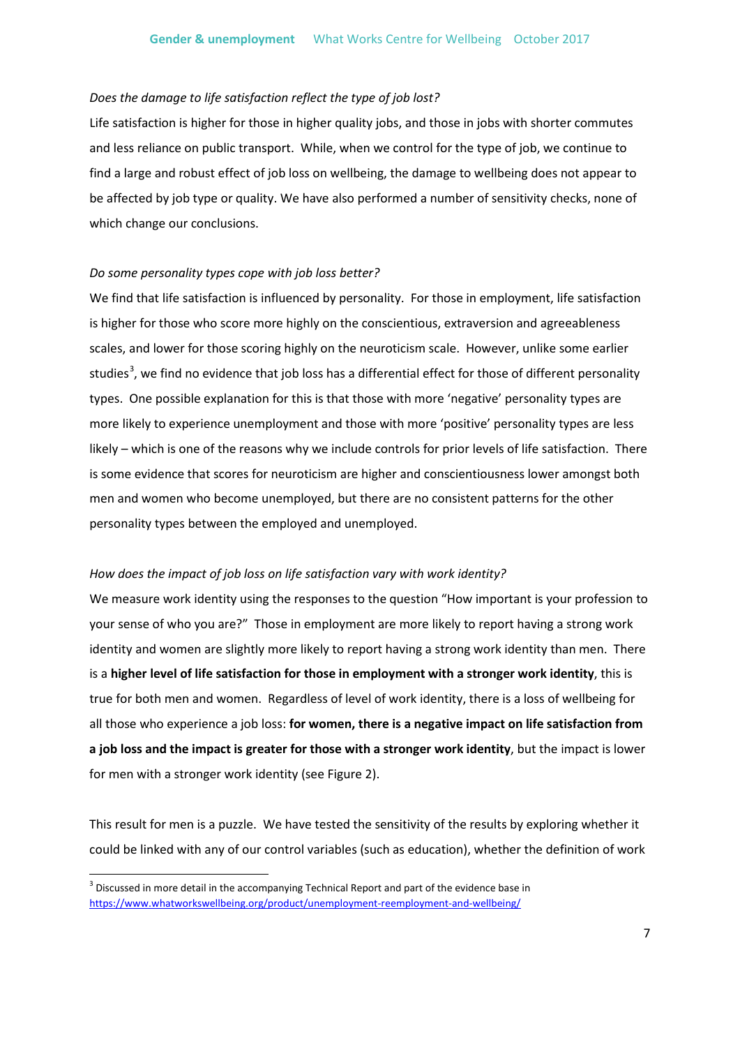*Does the damage to life satisfaction reflect the type of job lost?*

Life satisfaction is higher for those in higher quality jobs, and those in jobs with shorter commutes and less reliance on public transport. While, when we control for the type of job, we continue to find a large and robust effect of job loss on wellbeing, the damage to wellbeing does not appear to be affected by job type or quality. We have also performed a number of sensitivity checks, none of which change our conclusions.

*Do some personality types cope with job loss better?*

We find that life satisfaction is influenced by personality. For those in employment, life satisfaction is higher for those who score more highly on the conscientious, extraversion and agreeableness scales, and lower for those scoring highly on the neuroticism scale. However, unlike some earlier studies[3], we find no evidence that job loss has a differential effect for those of different personality types. One possible explanation for this is that those with more 'negative' personality types are more likely to experience unemployment and those with more 'positive' personality types are less likely – which is one of the reasons why we include controls for prior levels of life satisfaction. There is some evidence that scores for neuroticism are higher and conscientiousness lower amongst both men and women who become unemployed, but there are no consistent patterns for the other personality types between the employed and unemployed.

*How does the impact of job loss on life satisfaction vary with work identity?*

We measure work identity using the responses to the question "How important is your profession to your sense of who you are?" Those in employment are more likely to report having a strong work identity and women are slightly more likely to report having a strong work identity than men. There is a **higher level of life satisfaction for those in employment with a stronger work identity**, this is true for both men and women. Regardless of level of work identity, there is a loss of wellbeing for all those who experience a job loss: **for women, there is a negative impact on life satisfaction from a job loss and the impact is greater for those with a stronger work identity**, but the impact is lower for men with a stronger work identity (see Figure 2).

This result for men is a puzzle. We have tested the sensitivity of the results by exploring whether it could be linked with any of our control variables (such as education), whether the definition of work

[3] Discussed in more detail in the accompanying Technical Report and part of the evidence base in https://www.whatworkswellbeing.org/product/unemployment-reemployment-and-wellbeing/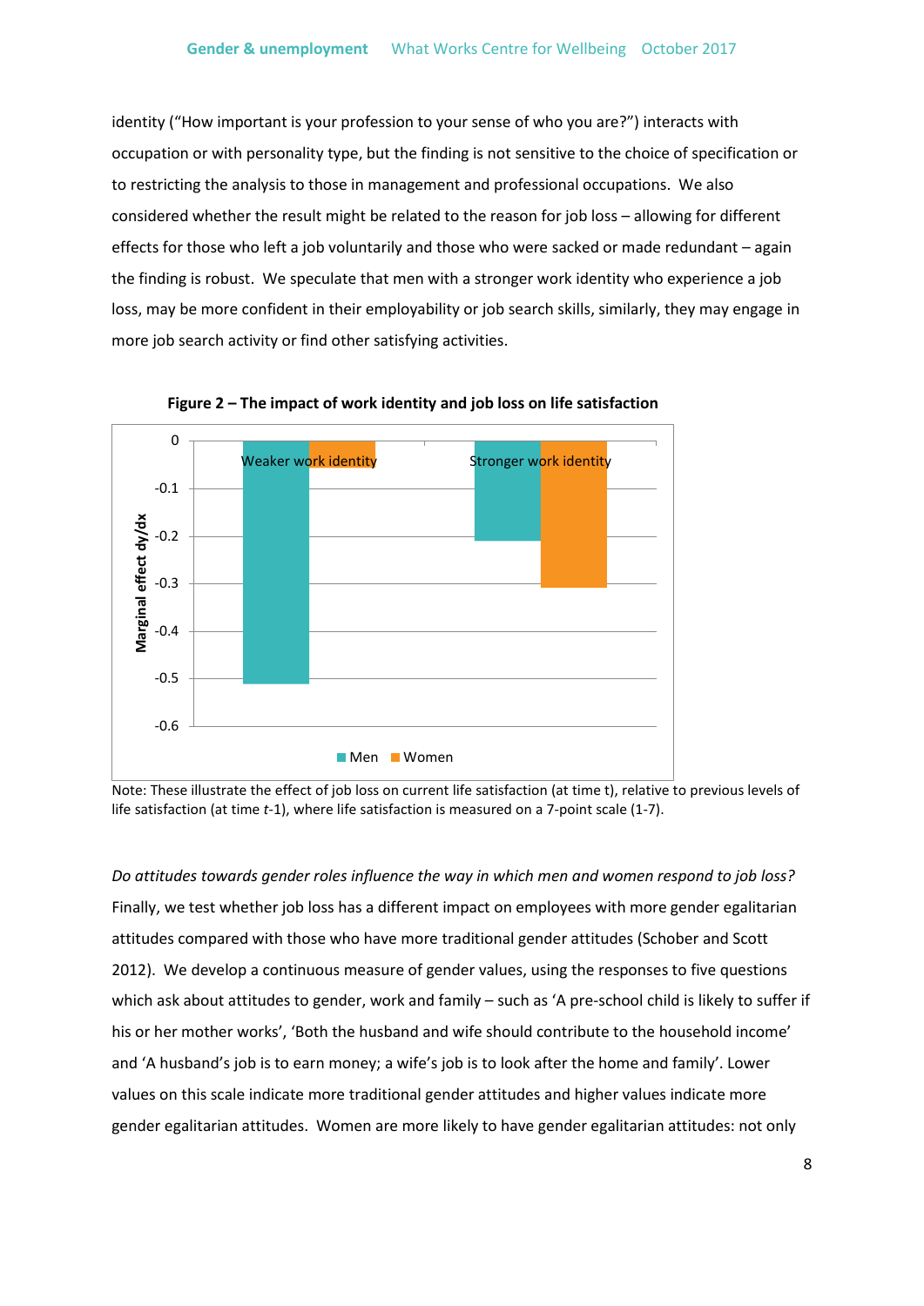identity ("How important is your profession to your sense of who you are?") interacts with occupation or with personality type, but the finding is not sensitive to the choice of specification or to restricting the analysis to those in management and professional occupations. We also considered whether the result might be related to the reason for job loss – allowing for different effects for those who left a job voluntarily and those who were sacked or made redundant – again the finding is robust. We speculate that men with a stronger work identity who experience a job loss, may be more confident in their employability or job search skills, similarly, they may engage in more job search activity or find other satisfying activities.

**Figure 2 – The impact of work identity and job loss on life satisfaction**

Note: These illustrate the effect of job loss on current life satisfaction (at time t), relative to previous levels of life satisfaction (at time *t*-1), where life satisfaction is measured on a 7-point scale (1-7).

*Do attitudes towards gender roles influence the way in which men and women respond to job loss?*

Finally, we test whether job loss has a different impact on employees with more gender egalitarian attitudes compared with those who have more traditional gender attitudes (Schober and Scott 2012). We develop a continuous measure of gender values, using the responses to five questions which ask about attitudes to gender, work and family – such as 'A pre-school child is likely to suffer if his or her mother works', 'Both the husband and wife should contribute to the household income' and 'A husband's job is to earn money; a wife's job is to look after the home and family'. Lower values on this scale indicate more traditional gender attitudes and higher values indicate more gender egalitarian attitudes. Women are more likely to have gender egalitarian attitudes: not only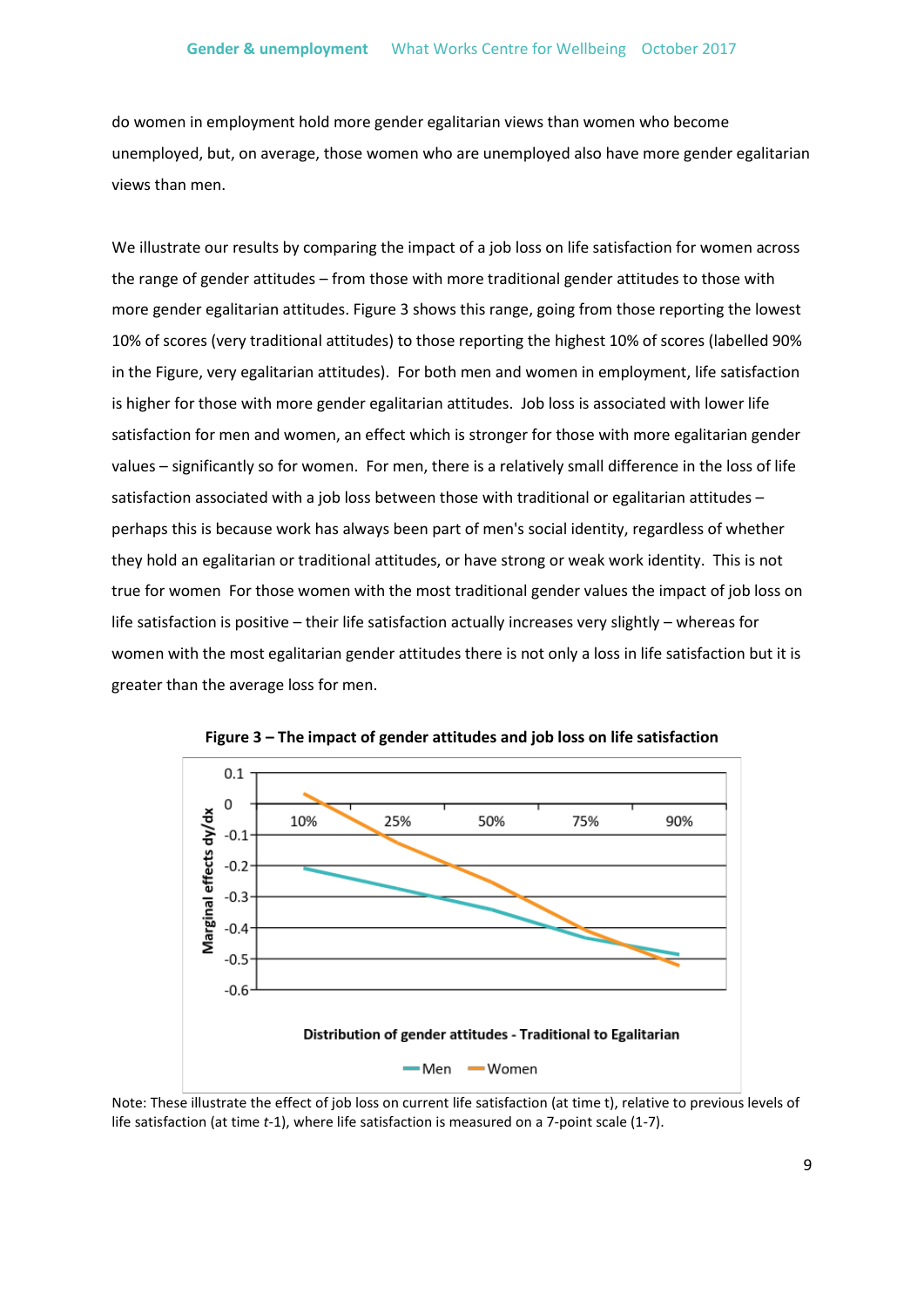do women in employment hold more gender egalitarian views than women who become unemployed, but, on average, those women who are unemployed also have more gender egalitarian views than men.

We illustrate our results by comparing the impact of a job loss on life satisfaction for women across the range of gender attitudes – from those with more traditional gender attitudes to those with more gender egalitarian attitudes. Figure 3 shows this range, going from those reporting the lowest 10% of scores (very traditional attitudes) to those reporting the highest 10% of scores (labelled 90% in the Figure, very egalitarian attitudes). For both men and women in employment, life satisfaction is higher for those with more gender egalitarian attitudes. Job loss is associated with lower life satisfaction for men and women, an effect which is stronger for those with more egalitarian gender values – significantly so for women. For men, there is a relatively small difference in the loss of life satisfaction associated with a job loss between those with traditional or egalitarian attitudes – perhaps this is because work has always been part of men's social identity, regardless of whether they hold an egalitarian or traditional attitudes, or have strong or weak work identity. This is not true for women For those women with the most traditional gender values the impact of job loss on life satisfaction is positive – their life satisfaction actually increases very slightly – whereas for women with the most egalitarian gender attitudes there is not only a loss in life satisfaction but it is greater than the average loss for men.

**Figure 3 – The impact of gender attitudes and job loss on life satisfaction**

Note: These illustrate the effect of job loss on current life satisfaction (at time t), relative to previous levels of life satisfaction (at time *t*-1), where life satisfaction is measured on a 7-point scale (1-7).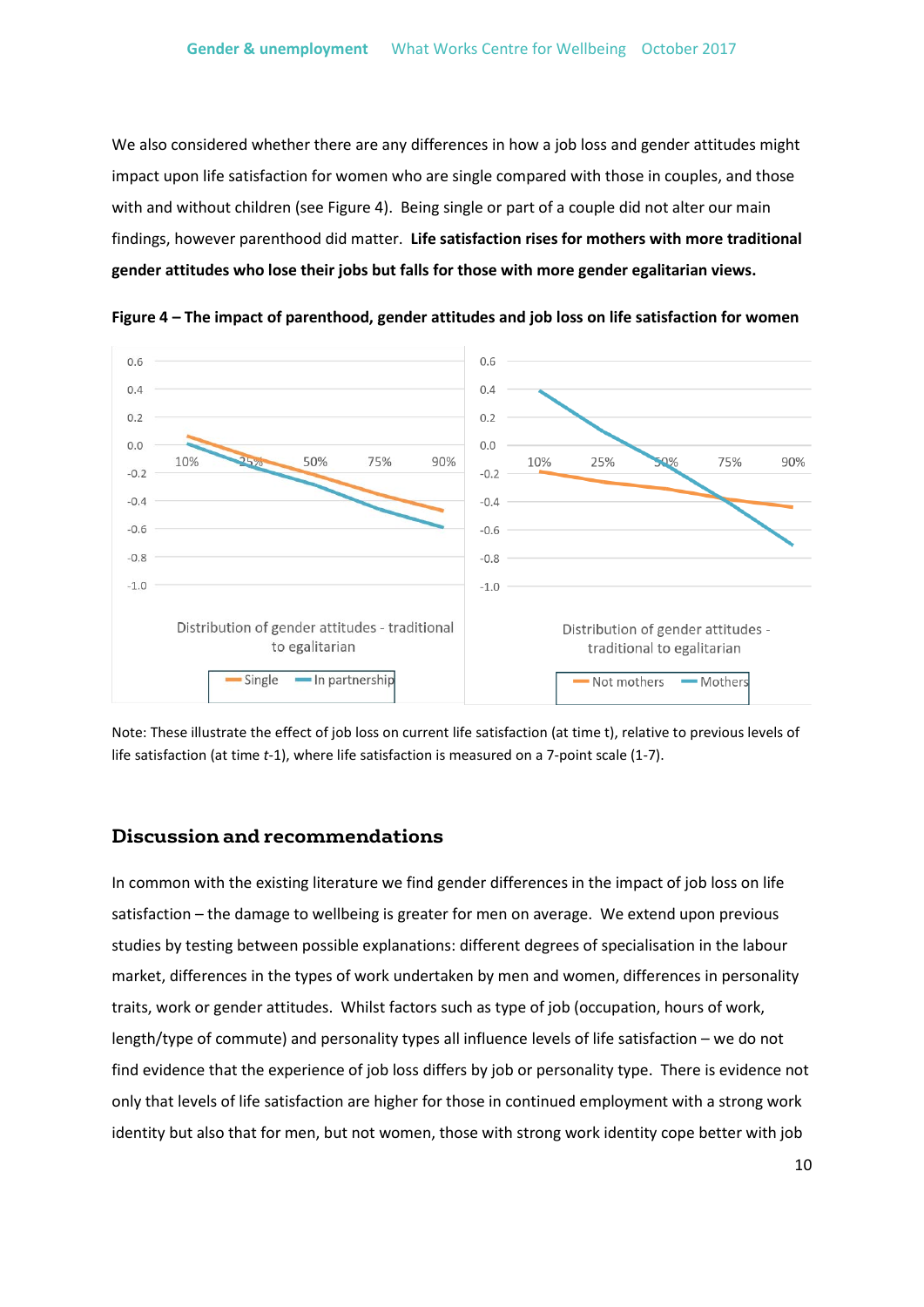We also considered whether there are any differences in how a job loss and gender attitudes might impact upon life satisfaction for women who are single compared with those in couples, and those with and without children (see Figure 4). Being single or part of a couple did not alter our main findings, however parenthood did matter. **Life satisfaction rises for mothers with more traditional gender attitudes who lose their jobs but falls for those with more gender egalitarian views.**

**Figure 4 – The impact of parenthood, gender attitudes and job loss on life satisfaction for women**

Note: These illustrate the effect of job loss on current life satisfaction (at time t), relative to previous levels of life satisfaction (at time *t*-1), where life satisfaction is measured on a 7-point scale (1-7).

## Discussion and recommendations

In common with the existing literature we find gender differences in the impact of job loss on life satisfaction – the damage to wellbeing is greater for men on average. We extend upon previous studies by testing between possible explanations: different degrees of specialisation in the labour market, differences in the types of work undertaken by men and women, differences in personality traits, work or gender attitudes. Whilst factors such as type of job (occupation, hours of work, length/type of commute) and personality types all influence levels of life satisfaction – we do not find evidence that the experience of job loss differs by job or personality type. There is evidence not only that levels of life satisfaction are higher for those in continued employment with a strong work identity but also that for men, but not women, those with strong work identity cope better with job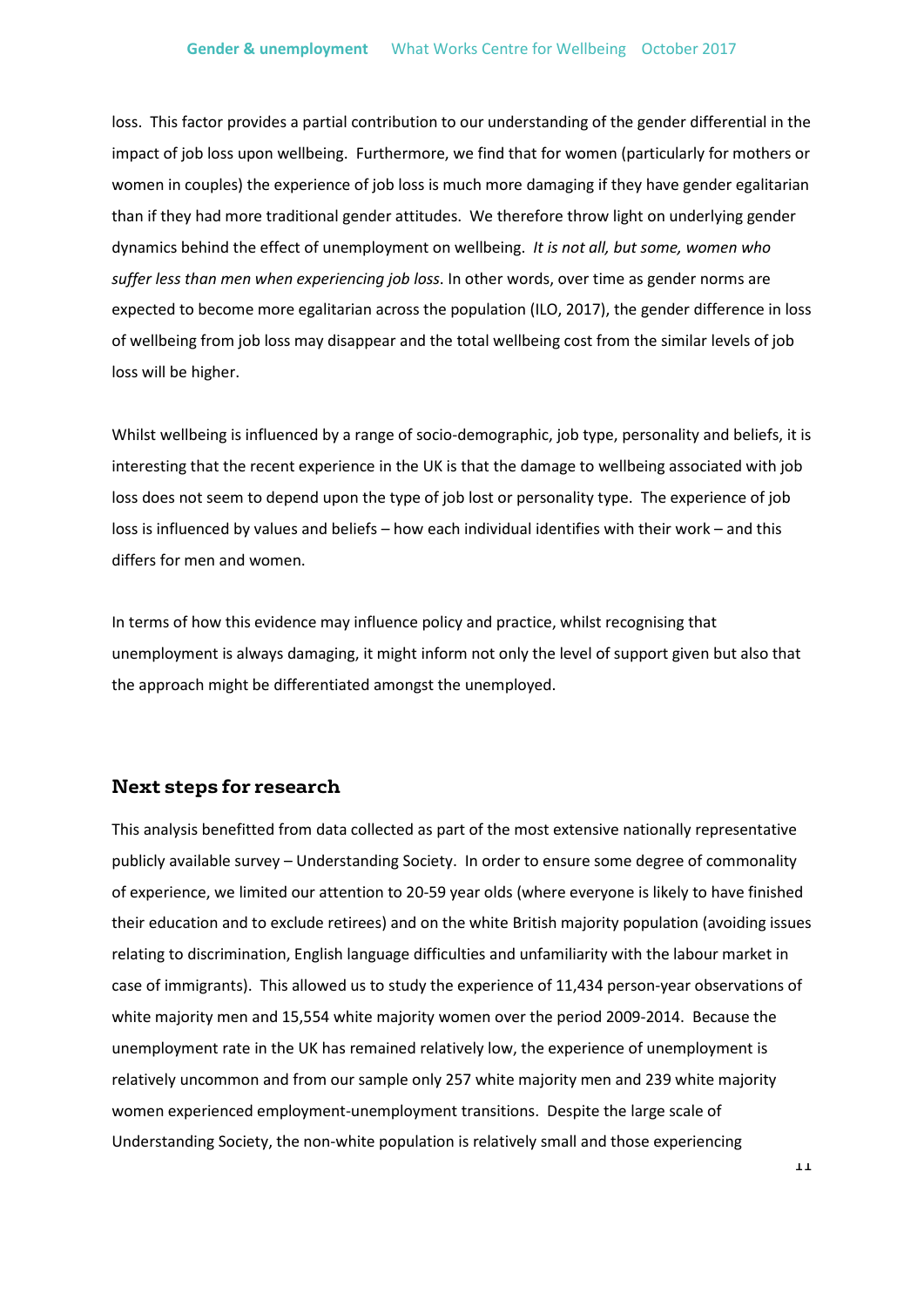loss. This factor provides a partial contribution to our understanding of the gender differential in the impact of job loss upon wellbeing. Furthermore, we find that for women (particularly for mothers or women in couples) the experience of job loss is much more damaging if they have gender egalitarian than if they had more traditional gender attitudes. We therefore throw light on underlying gender dynamics behind the effect of unemployment on wellbeing. *It is not all, but some, women who suffer less than men when experiencing job loss*. In other words, over time as gender norms are expected to become more egalitarian across the population (ILO, 2017), the gender difference in loss of wellbeing from job loss may disappear and the total wellbeing cost from the similar levels of job loss will be higher.

Whilst wellbeing is influenced by a range of socio-demographic, job type, personality and beliefs, it is interesting that the recent experience in the UK is that the damage to wellbeing associated with job loss does not seem to depend upon the type of job lost or personality type. The experience of job loss is influenced by values and beliefs – how each individual identifies with their work – and this differs for men and women.

In terms of how this evidence may influence policy and practice, whilst recognising that unemployment is always damaging, it might inform not only the level of support given but also that the approach might be differentiated amongst the unemployed.

## Next steps for research

This analysis benefitted from data collected as part of the most extensive nationally representative publicly available survey – Understanding Society. In order to ensure some degree of commonality of experience, we limited our attention to 20-59 year olds (where everyone is likely to have finished their education and to exclude retirees) and on the white British majority population (avoiding issues relating to discrimination, English language difficulties and unfamiliarity with the labour market in case of immigrants). This allowed us to study the experience of 11,434 person-year observations of white majority men and 15,554 white majority women over the period 2009-2014. Because the unemployment rate in the UK has remained relatively low, the experience of unemployment is relatively uncommon and from our sample only 257 white majority men and 239 white majority women experienced employment-unemployment transitions. Despite the large scale of Understanding Society, the non-white population is relatively small and those experiencing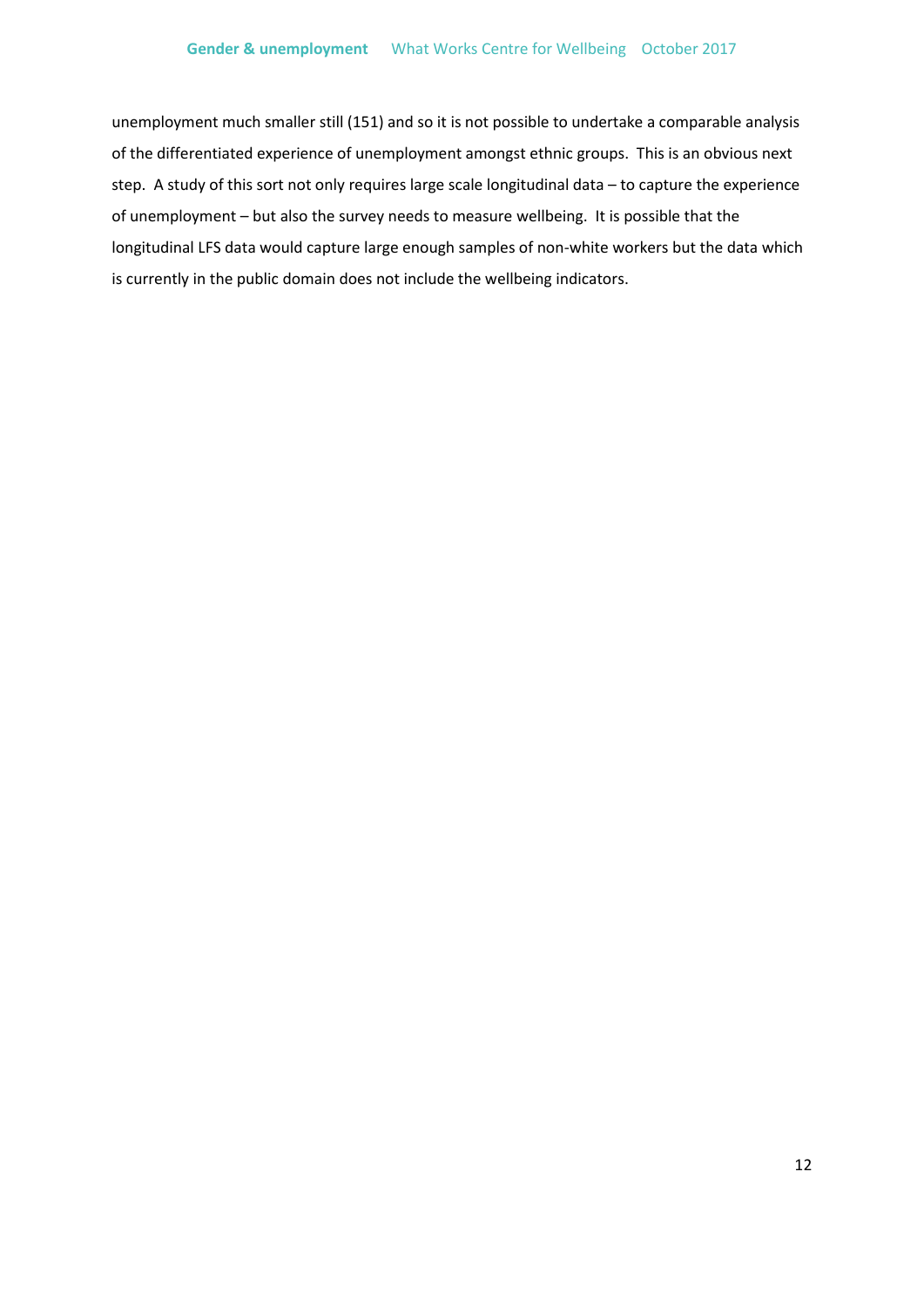unemployment much smaller still (151) and so it is not possible to undertake a comparable analysis of the differentiated experience of unemployment amongst ethnic groups. This is an obvious next step. A study of this sort not only requires large scale longitudinal data – to capture the experience of unemployment – but also the survey needs to measure wellbeing. It is possible that the longitudinal LFS data would capture large enough samples of non-white workers but the data which is currently in the public domain does not include the wellbeing indicators.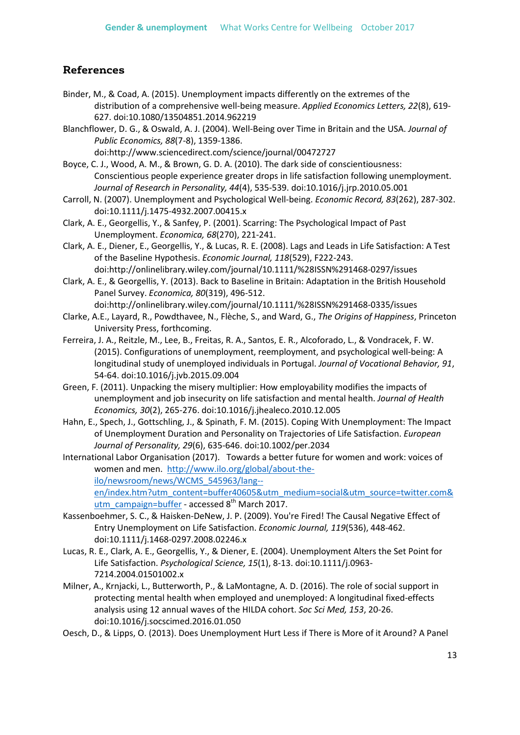## References

Binder, M., & Coad, A. (2015). Unemployment impacts differently on the extremes of the distribution of a comprehensive well-being measure. *Applied Economics Letters, 22*(8), 619-627. doi:10.1080/13504851.2014.962219

Blanchflower, D. G., & Oswald, A. J. (2004). Well-Being over Time in Britain and the USA. *Journal of Public Economics, 88*(7-8), 1359-1386. doi:http://www.sciencedirect.com/science/journal/00472727

Boyce, C. J., Wood, A. M., & Brown, G. D. A. (2010). The dark side of conscientiousness: Conscientious people experience greater drops in life satisfaction following unemployment. *Journal of Research in Personality, 44*(4), 535-539. doi:10.1016/j.jrp.2010.05.001

Carroll, N. (2007). Unemployment and Psychological Well-being. *Economic Record, 83*(262), 287-302. doi:10.1111/j.1475-4932.2007.00415.x

Clark, A. E., Georgellis, Y., & Sanfey, P. (2001). Scarring: The Psychological Impact of Past Unemployment. *Economica, 68*(270), 221-241.

Clark, A. E., Diener, E., Georgellis, Y., & Lucas, R. E. (2008). Lags and Leads in Life Satisfaction: A Test of the Baseline Hypothesis. *Economic Journal, 118*(529), F222-243. doi:http://onlinelibrary.wiley.com/journal/10.1111/%28ISSN%291468-0297/issues

Clark, A. E., & Georgellis, Y. (2013). Back to Baseline in Britain: Adaptation in the British Household Panel Survey. *Economica, 80*(319), 496-512. doi:http://onlinelibrary.wiley.com/journal/10.1111/%28ISSN%291468-0335/issues

Clarke, A.E., Layard, R., Powdthavee, N., Flèche, S., and Ward, G., *The Origins of Happiness*, Princeton University Press, forthcoming.

Ferreira, J. A., Reitzle, M., Lee, B., Freitas, R. A., Santos, E. R., Alcoforado, L., & Vondracek, F. W. (2015). Configurations of unemployment, reemployment, and psychological well-being: A longitudinal study of unemployed individuals in Portugal. *Journal of Vocational Behavior, 91*, 54-64. doi:10.1016/j.jvb.2015.09.004

Green, F. (2011). Unpacking the misery multiplier: How employability modifies the impacts of unemployment and job insecurity on life satisfaction and mental health. *Journal of Health Economics, 30*(2), 265-276. doi:10.1016/j.jhealeco.2010.12.005

Hahn, E., Spech, J., Gottschling, J., & Spinath, F. M. (2015). Coping With Unemployment: The Impact of Unemployment Duration and Personality on Trajectories of Life Satisfaction. *European Journal of Personality, 29*(6), 635-646. doi:10.1002/per.2034

International Labor Organisation (2017). Towards a better future for women and work: voices of women and men. http://www.ilo.org/global/about-the-ilo/newsroom/news/WCMS_545963/lang--en/index.htm?utm_content=buffer40605&utm_medium=social&utm_source=twitter.com&utm_campaign=buffer - accessed 8th March 2017.

Kassenboehmer, S. C., & Haisken-DeNew, J. P. (2009). You're Fired! The Causal Negative Effect of Entry Unemployment on Life Satisfaction. *Economic Journal, 119*(536), 448-462. doi:10.1111/j.1468-0297.2008.02246.x

Lucas, R. E., Clark, A. E., Georgellis, Y., & Diener, E. (2004). Unemployment Alters the Set Point for Life Satisfaction. *Psychological Science, 15*(1), 8-13. doi:10.1111/j.0963-7214.2004.01501002.x

Milner, A., Krnjacki, L., Butterworth, P., & LaMontagne, A. D. (2016). The role of social support in protecting mental health when employed and unemployed: A longitudinal fixed-effects analysis using 12 annual waves of the HILDA cohort. *Soc Sci Med, 153*, 20-26. doi:10.1016/j.socscimed.2016.01.050

Oesch, D., & Lipps, O. (2013). Does Unemployment Hurt Less if There is More of it Around? A Panel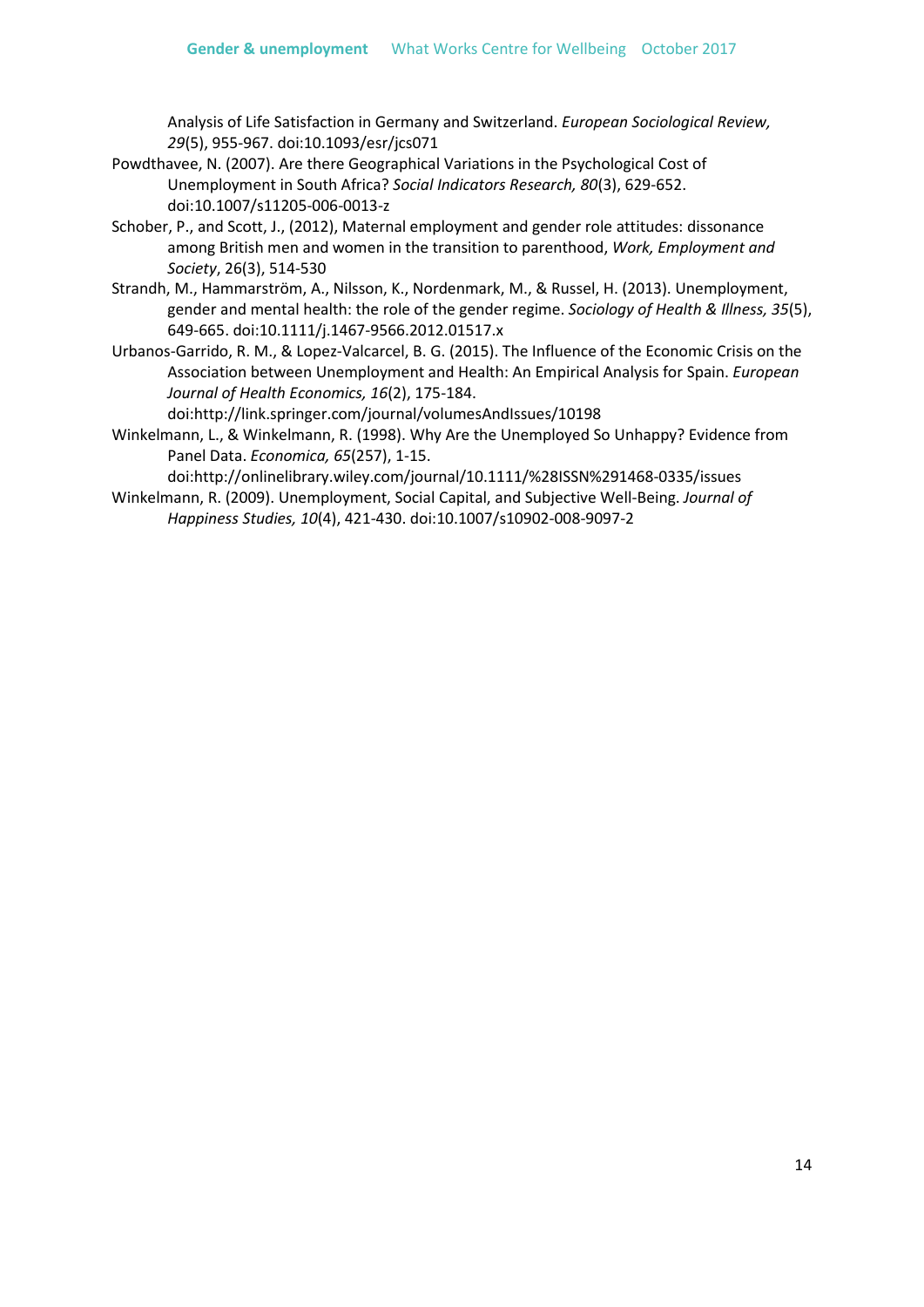Analysis of Life Satisfaction in Germany and Switzerland. *European Sociological Review, 29*(5), 955-967. doi:10.1093/esr/jcs071

Powdthavee, N. (2007). Are there Geographical Variations in the Psychological Cost of Unemployment in South Africa? *Social Indicators Research, 80*(3), 629-652. doi:10.1007/s11205-006-0013-z

Schober, P., and Scott, J., (2012), Maternal employment and gender role attitudes: dissonance among British men and women in the transition to parenthood, *Work, Employment and Society*, 26(3), 514-530

Strandh, M., Hammarström, A., Nilsson, K., Nordenmark, M., & Russel, H. (2013). Unemployment, gender and mental health: the role of the gender regime. *Sociology of Health & Illness, 35*(5), 649-665. doi:10.1111/j.1467-9566.2012.01517.x

Urbanos-Garrido, R. M., & Lopez-Valcarcel, B. G. (2015). The Influence of the Economic Crisis on the Association between Unemployment and Health: An Empirical Analysis for Spain. *European Journal of Health Economics, 16*(2), 175-184. doi:http://link.springer.com/journal/volumesAndIssues/10198

Winkelmann, L., & Winkelmann, R. (1998). Why Are the Unemployed So Unhappy? Evidence from Panel Data. *Economica, 65*(257), 1-15. doi:http://onlinelibrary.wiley.com/journal/10.1111/%28ISSN%291468-0335/issues

Winkelmann, R. (2009). Unemployment, Social Capital, and Subjective Well-Being. *Journal of Happiness Studies, 10*(4), 421-430. doi:10.1007/s10902-008-9097-2